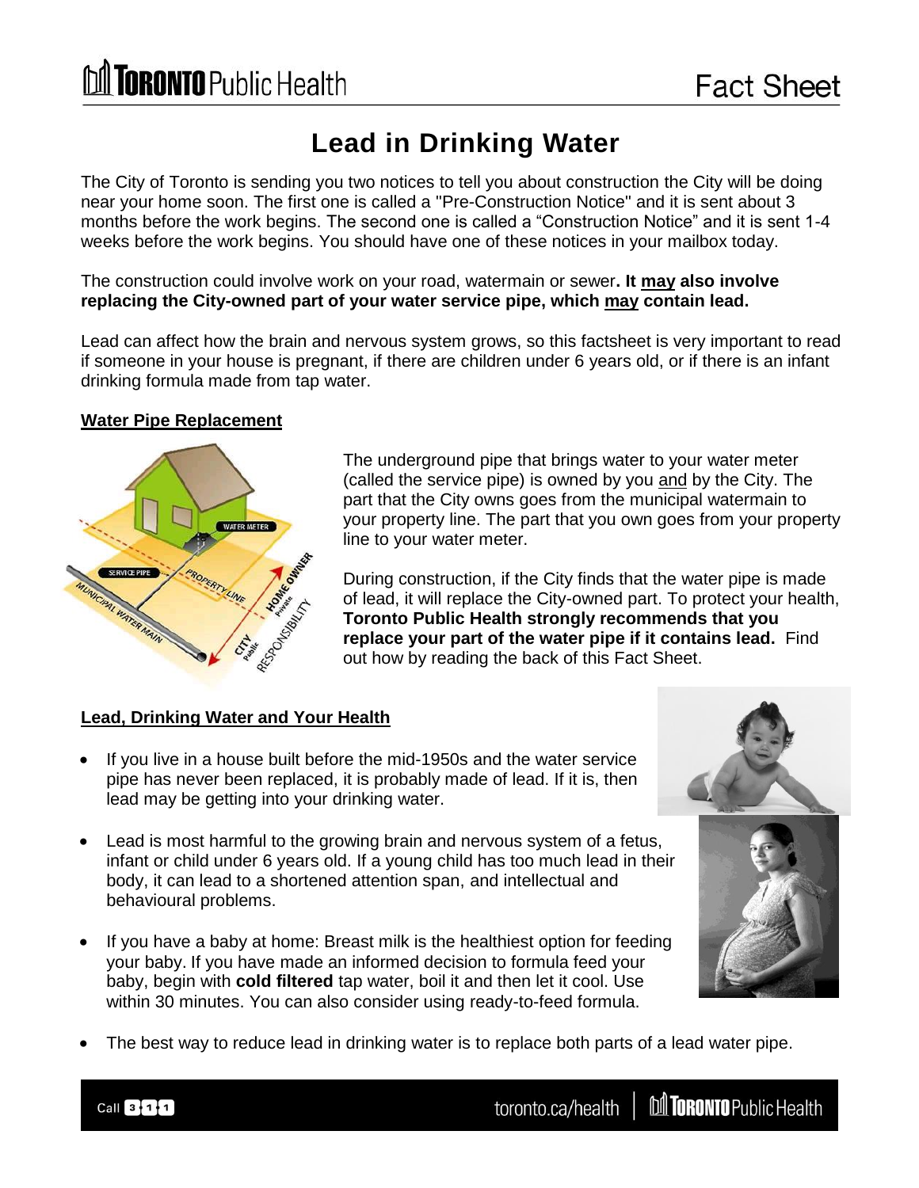# Lead in Drinking Water

The City of Toronto is sending you two notices to tell you about construction the City will be doing near your home soon. The first one is called a "Pre-Construction Notice" and it is sent about 3 months before the work begins. The second one is called a "Construction Notice" and it is sent 1-4 weeks before the work begins. You should have one of these notices in your mailbox today.

The construction could involve work on your road, watermain or sewer**. It <u>may</u> also involve replacing the City-owned part of your water service pipe, which <u>may</u> contain lead.**

Lead can affect how the brain and nervous system grows, so this factsheet is very important to read if someone in your house is pregnant, if there are children under 6 years old, or if there is an infant drinking formula made from tap water.

## Water Pipe Replacement

The underground pipe that brings water to your water meter (called the service pipe) is owned by you <u>and</u> by the City. The part that the City owns goes from the municipal watermain to your property line. The part that you own goes from your property line to your water meter.

During construction, if the City finds that the water pipe is made of lead, it will replace the City-owned part. To protect your health, **Toronto Public Health strongly recommends that you replace your part of the water pipe if it contains lead.** Find out how by reading the back of this Fact Sheet.

## Lead, Drinking Water and Your Health

- If you live in a house built before the mid-1950s and the water service pipe has never been replaced, it is probably made of lead. If it is, then lead may be getting into your drinking water.
- Lead is most harmful to the growing brain and nervous system of a fetus, infant or child under 6 years old. If a young child has too much lead in their body, it can lead to a shortened attention span, and intellectual and behavioural problems.
- If you have a baby at home: Breast milk is the healthiest option for feeding your baby. If you have made an informed decision to formula feed your baby, begin with **cold filtered** tap water, boil it and then let it cool. Use within 30 minutes. You can also consider using ready-to-feed formula.
- The best way to reduce lead in drinking water is to replace both parts of a lead water pipe.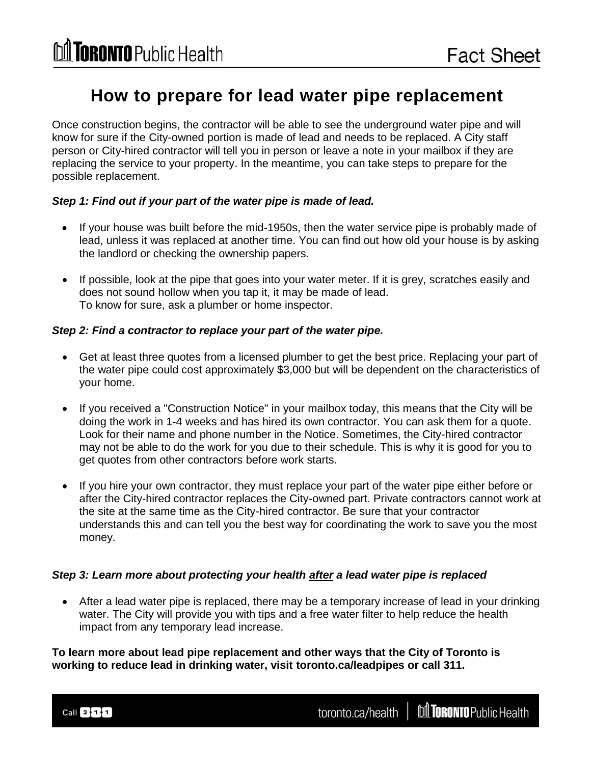# How to prepare for lead water pipe replacement

Once construction begins, the contractor will be able to see the underground water pipe and will know for sure if the City-owned portion is made of lead and needs to be replaced. A City staff person or City-hired contractor will tell you in person or leave a note in your mailbox if they are replacing the service to your property. In the meantime, you can take steps to prepare for the possible replacement.

***Step 1: Find out if your part of the water pipe is made of lead.***

- If your house was built before the mid-1950s, then the water service pipe is probably made of lead, unless it was replaced at another time. You can find out how old your house is by asking the landlord or checking the ownership papers.
- If possible, look at the pipe that goes into your water meter. If it is grey, scratches easily and does not sound hollow when you tap it, it may be made of lead.
  To know for sure, ask a plumber or home inspector.

***Step 2: Find a contractor to replace your part of the water pipe.***

- Get at least three quotes from a licensed plumber to get the best price. Replacing your part of the water pipe could cost approximately $3,000 but will be dependent on the characteristics of your home.
- If you received a "Construction Notice" in your mailbox today, this means that the City will be doing the work in 1-4 weeks and has hired its own contractor. You can ask them for a quote. Look for their name and phone number in the Notice. Sometimes, the City-hired contractor may not be able to do the work for you due to their schedule. This is why it is good for you to get quotes from other contractors before work starts.
- If you hire your own contractor, they must replace your part of the water pipe either before or after the City-hired contractor replaces the City-owned part. Private contractors cannot work at the site at the same time as the City-hired contractor. Be sure that your contractor understands this and can tell you the best way for coordinating the work to save you the most money.

***Step 3: Learn more about protecting your health <u>after</u> a lead water pipe is replaced***

- After a lead water pipe is replaced, there may be a temporary increase of lead in your drinking water. The City will provide you with tips and a free water filter to help reduce the health impact from any temporary lead increase.

**To learn more about lead pipe replacement and other ways that the City of Toronto is working to reduce lead in drinking water, visit toronto.ca/leadpipes or call 311.**